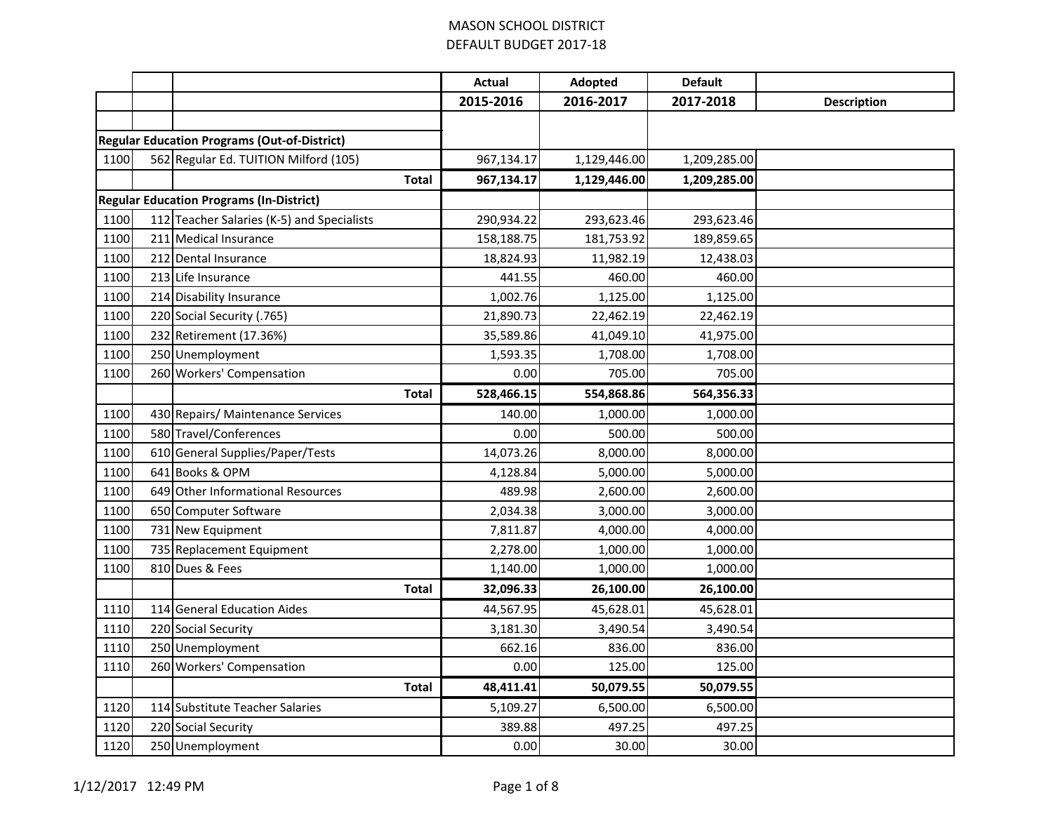MASON SCHOOL DISTRICT
DEFAULT BUDGET 2017-18

| | | | Actual | Adopted | Default | |
|---|---|---|---|---|---|---|
| | | | 2015-2016 | 2016-2017 | 2017-2018 | Description |
| | | | | | | |
| **Regular Education Programs (Out-of-District)** | | | | | | |
| 1100 | 562 | Regular Ed. TUITION Milford (105) | 967,134.17 | 1,129,446.00 | 1,209,285.00 | |
| | | **Total** | **967,134.17** | **1,129,446.00** | **1,209,285.00** | |
| **Regular Education Programs (In-District)** | | | | | | |
| 1100 | 112 | Teacher Salaries (K-5) and Specialists | 290,934.22 | 293,623.46 | 293,623.46 | |
| 1100 | 211 | Medical Insurance | 158,188.75 | 181,753.92 | 189,859.65 | |
| 1100 | 212 | Dental Insurance | 18,824.93 | 11,982.19 | 12,438.03 | |
| 1100 | 213 | Life Insurance | 441.55 | 460.00 | 460.00 | |
| 1100 | 214 | Disability Insurance | 1,002.76 | 1,125.00 | 1,125.00 | |
| 1100 | 220 | Social Security (.765) | 21,890.73 | 22,462.19 | 22,462.19 | |
| 1100 | 232 | Retirement (17.36%) | 35,589.86 | 41,049.10 | 41,975.00 | |
| 1100 | 250 | Unemployment | 1,593.35 | 1,708.00 | 1,708.00 | |
| 1100 | 260 | Workers' Compensation | 0.00 | 705.00 | 705.00 | |
| | | **Total** | **528,466.15** | **554,868.86** | **564,356.33** | |
| 1100 | 430 | Repairs/ Maintenance Services | 140.00 | 1,000.00 | 1,000.00 | |
| 1100 | 580 | Travel/Conferences | 0.00 | 500.00 | 500.00 | |
| 1100 | 610 | General Supplies/Paper/Tests | 14,073.26 | 8,000.00 | 8,000.00 | |
| 1100 | 641 | Books & OPM | 4,128.84 | 5,000.00 | 5,000.00 | |
| 1100 | 649 | Other Informational Resources | 489.98 | 2,600.00 | 2,600.00 | |
| 1100 | 650 | Computer Software | 2,034.38 | 3,000.00 | 3,000.00 | |
| 1100 | 731 | New Equipment | 7,811.87 | 4,000.00 | 4,000.00 | |
| 1100 | 735 | Replacement Equipment | 2,278.00 | 1,000.00 | 1,000.00 | |
| 1100 | 810 | Dues & Fees | 1,140.00 | 1,000.00 | 1,000.00 | |
| | | **Total** | **32,096.33** | **26,100.00** | **26,100.00** | |
| 1110 | 114 | General Education Aides | 44,567.95 | 45,628.01 | 45,628.01 | |
| 1110 | 220 | Social Security | 3,181.30 | 3,490.54 | 3,490.54 | |
| 1110 | 250 | Unemployment | 662.16 | 836.00 | 836.00 | |
| 1110 | 260 | Workers' Compensation | 0.00 | 125.00 | 125.00 | |
| | | **Total** | **48,411.41** | **50,079.55** | **50,079.55** | |
| 1120 | 114 | Substitute Teacher Salaries | 5,109.27 | 6,500.00 | 6,500.00 | |
| 1120 | 220 | Social Security | 389.88 | 497.25 | 497.25 | |
| 1120 | 250 | Unemployment | 0.00 | 30.00 | 30.00 | |

1/12/2017 12:49 PM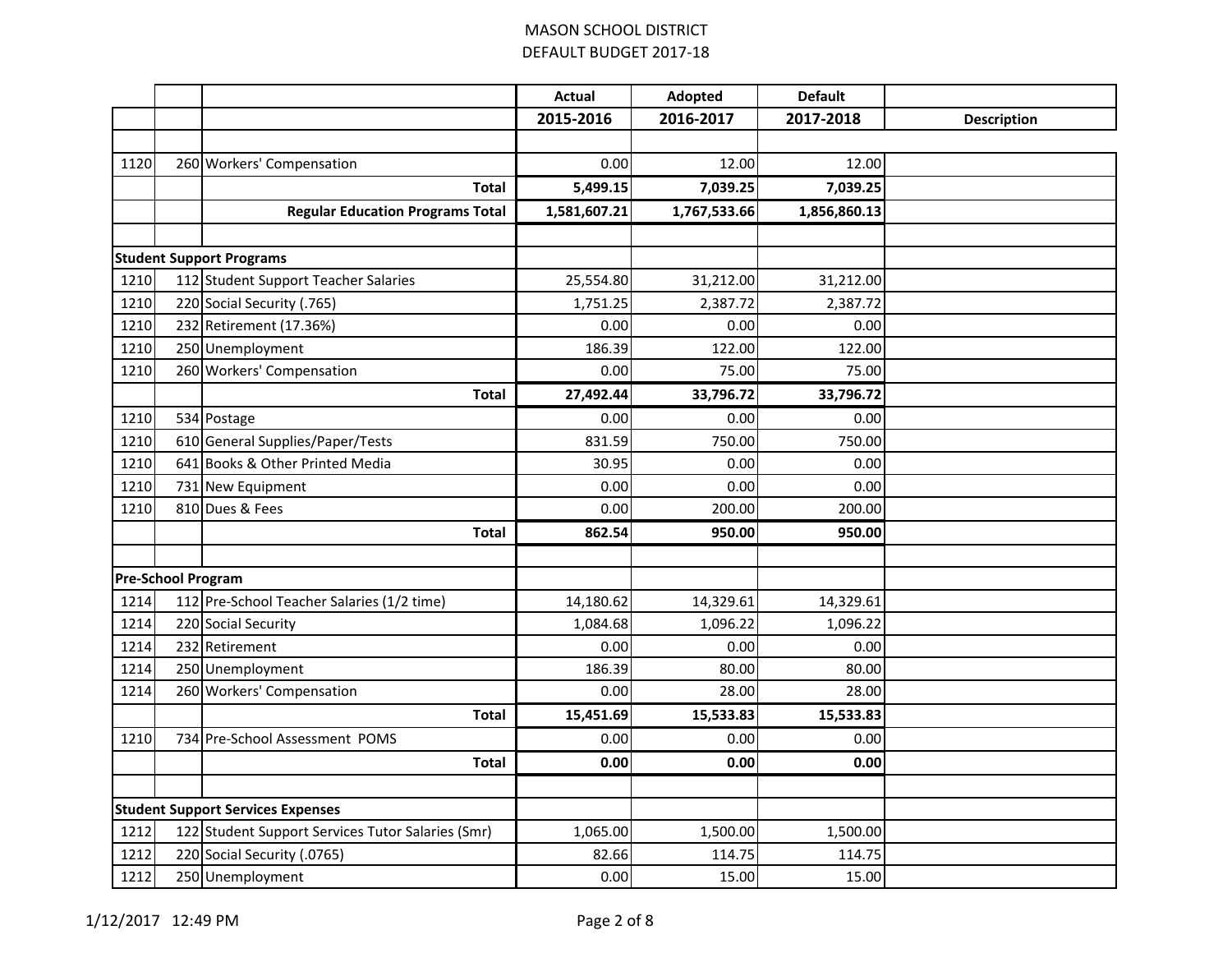MASON SCHOOL DISTRICT
DEFAULT BUDGET 2017-18

| | | | Actual | Adopted | Default | |
|---|---|---|---|---|---|---|
| | | | **2015-2016** | **2016-2017** | **2017-2018** | **Description** |
| | | | | | | |
| 1120 | 260 | Workers' Compensation | 0.00 | 12.00 | 12.00 | |
| | | **Total** | **5,499.15** | **7,039.25** | **7,039.25** | |
| | | **Regular Education Programs Total** | **1,581,607.21** | **1,767,533.66** | **1,856,860.13** | |
| | | | | | | |
| **Student Support Programs** | | | | | | |
| 1210 | 112 | Student Support Teacher Salaries | 25,554.80 | 31,212.00 | 31,212.00 | |
| 1210 | 220 | Social Security (.765) | 1,751.25 | 2,387.72 | 2,387.72 | |
| 1210 | 232 | Retirement (17.36%) | 0.00 | 0.00 | 0.00 | |
| 1210 | 250 | Unemployment | 186.39 | 122.00 | 122.00 | |
| 1210 | 260 | Workers' Compensation | 0.00 | 75.00 | 75.00 | |
| | | **Total** | **27,492.44** | **33,796.72** | **33,796.72** | |
| 1210 | 534 | Postage | 0.00 | 0.00 | 0.00 | |
| 1210 | 610 | General Supplies/Paper/Tests | 831.59 | 750.00 | 750.00 | |
| 1210 | 641 | Books & Other Printed Media | 30.95 | 0.00 | 0.00 | |
| 1210 | 731 | New Equipment | 0.00 | 0.00 | 0.00 | |
| 1210 | 810 | Dues & Fees | 0.00 | 200.00 | 200.00 | |
| | | **Total** | **862.54** | **950.00** | **950.00** | |
| | | | | | | |
| **Pre-School Program** | | | | | | |
| 1214 | 112 | Pre-School Teacher Salaries (1/2 time) | 14,180.62 | 14,329.61 | 14,329.61 | |
| 1214 | 220 | Social Security | 1,084.68 | 1,096.22 | 1,096.22 | |
| 1214 | 232 | Retirement | 0.00 | 0.00 | 0.00 | |
| 1214 | 250 | Unemployment | 186.39 | 80.00 | 80.00 | |
| 1214 | 260 | Workers' Compensation | 0.00 | 28.00 | 28.00 | |
| | | **Total** | **15,451.69** | **15,533.83** | **15,533.83** | |
| 1210 | 734 | Pre-School Assessment POMS | 0.00 | 0.00 | 0.00 | |
| | | **Total** | **0.00** | **0.00** | **0.00** | |
| | | | | | | |
| **Student Support Services Expenses** | | | | | | |
| 1212 | 122 | Student Support Services Tutor Salaries (Smr) | 1,065.00 | 1,500.00 | 1,500.00 | |
| 1212 | 220 | Social Security (.0765) | 82.66 | 114.75 | 114.75 | |
| 1212 | 250 | Unemployment | 0.00 | 15.00 | 15.00 | |

1/12/2017 12:49 PM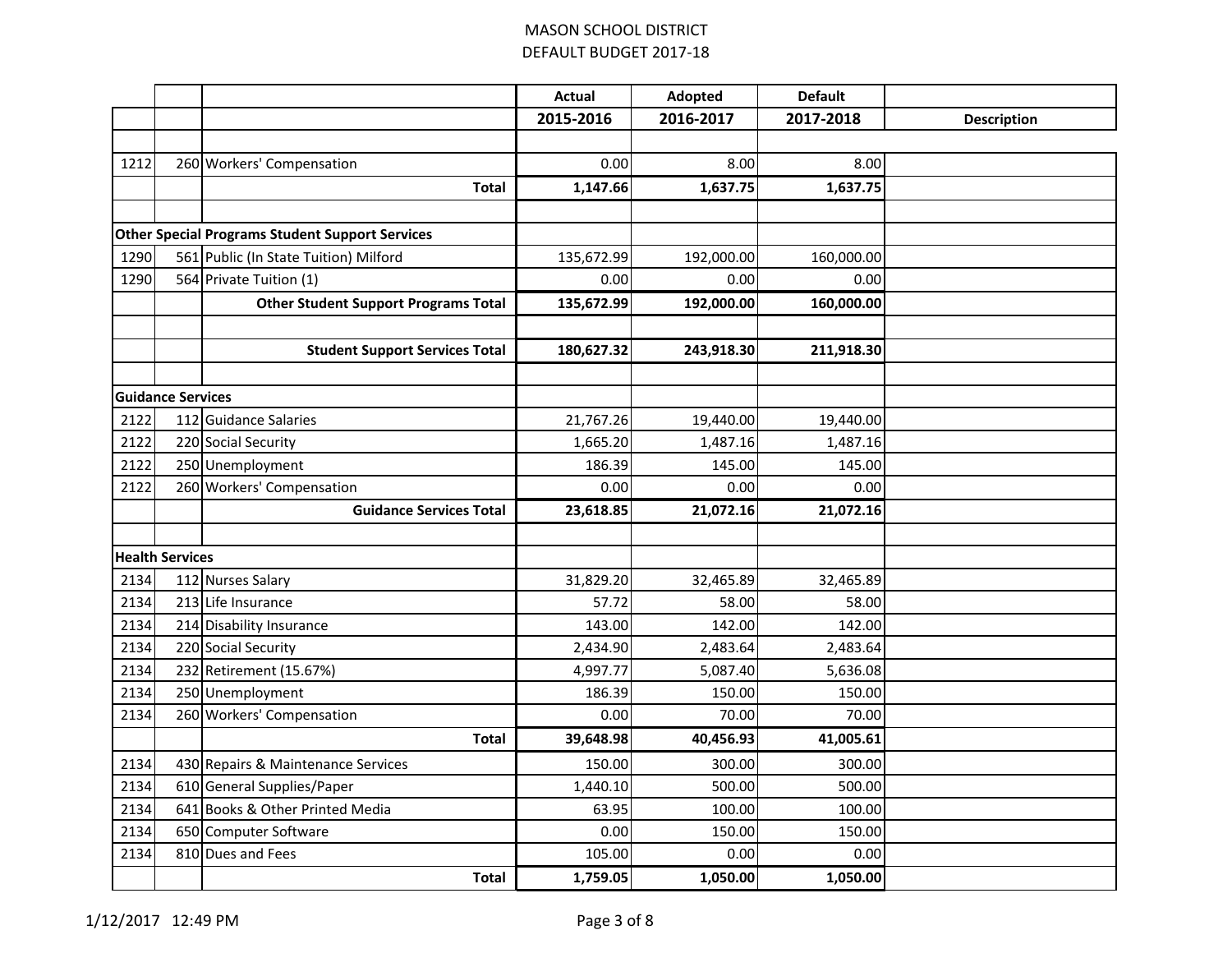# MASON SCHOOL DISTRICT
## DEFAULT BUDGET 2017-18

| | | | Actual | Adopted | Default | |
|---|---|---|---|---|---|---|
| | | | **2015-2016** | **2016-2017** | **2017-2018** | **Description** |
| | | | | | | |
| 1212 | 260 | Workers' Compensation | 0.00 | 8.00 | 8.00 | |
| | | **Total** | **1,147.66** | **1,637.75** | **1,637.75** | |
| | | | | | | |
| **Other Special Programs Student Support Services** | | | | | | |
| 1290 | 561 | Public (In State Tuition) Milford | 135,672.99 | 192,000.00 | 160,000.00 | |
| 1290 | 564 | Private Tuition (1) | 0.00 | 0.00 | 0.00 | |
| | | **Other Student Support Programs Total** | **135,672.99** | **192,000.00** | **160,000.00** | |
| | | | | | | |
| | | **Student Support Services Total** | **180,627.32** | **243,918.30** | **211,918.30** | |
| | | | | | | |
| **Guidance Services** | | | | | | |
| 2122 | 112 | Guidance Salaries | 21,767.26 | 19,440.00 | 19,440.00 | |
| 2122 | 220 | Social Security | 1,665.20 | 1,487.16 | 1,487.16 | |
| 2122 | 250 | Unemployment | 186.39 | 145.00 | 145.00 | |
| 2122 | 260 | Workers' Compensation | 0.00 | 0.00 | 0.00 | |
| | | **Guidance Services Total** | **23,618.85** | **21,072.16** | **21,072.16** | |
| | | | | | | |
| **Health Services** | | | | | | |
| 2134 | 112 | Nurses Salary | 31,829.20 | 32,465.89 | 32,465.89 | |
| 2134 | 213 | Life Insurance | 57.72 | 58.00 | 58.00 | |
| 2134 | 214 | Disability Insurance | 143.00 | 142.00 | 142.00 | |
| 2134 | 220 | Social Security | 2,434.90 | 2,483.64 | 2,483.64 | |
| 2134 | 232 | Retirement (15.67%) | 4,997.77 | 5,087.40 | 5,636.08 | |
| 2134 | 250 | Unemployment | 186.39 | 150.00 | 150.00 | |
| 2134 | 260 | Workers' Compensation | 0.00 | 70.00 | 70.00 | |
| | | **Total** | **39,648.98** | **40,456.93** | **41,005.61** | |
| 2134 | 430 | Repairs & Maintenance Services | 150.00 | 300.00 | 300.00 | |
| 2134 | 610 | General Supplies/Paper | 1,440.10 | 500.00 | 500.00 | |
| 2134 | 641 | Books & Other Printed Media | 63.95 | 100.00 | 100.00 | |
| 2134 | 650 | Computer Software | 0.00 | 150.00 | 150.00 | |
| 2134 | 810 | Dues and Fees | 105.00 | 0.00 | 0.00 | |
| | | **Total** | **1,759.05** | **1,050.00** | **1,050.00** | |

1/12/2017 12:49 PM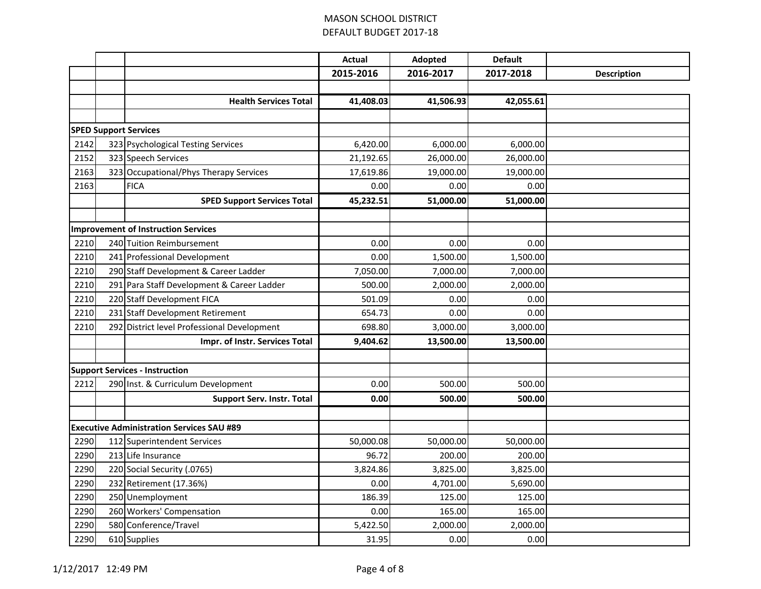MASON SCHOOL DISTRICT
DEFAULT BUDGET 2017-18

| | | | Actual | Adopted | Default | |
|---|---|---|---|---|---|---|
| | | | 2015-2016 | 2016-2017 | 2017-2018 | Description |
| | | | | | | |
| | | **Health Services Total** | **41,408.03** | **41,506.93** | **42,055.61** | |
| | | | | | | |
| **SPED Support Services** | | | | | | |
| 2142 | 323 | Psychological Testing Services | 6,420.00 | 6,000.00 | 6,000.00 | |
| 2152 | 323 | Speech Services | 21,192.65 | 26,000.00 | 26,000.00 | |
| 2163 | 323 | Occupational/Phys Therapy Services | 17,619.86 | 19,000.00 | 19,000.00 | |
| 2163 | | FICA | 0.00 | 0.00 | 0.00 | |
| | | **SPED Support Services Total** | **45,232.51** | **51,000.00** | **51,000.00** | |
| | | | | | | |
| **Improvement of Instruction Services** | | | | | | |
| 2210 | 240 | Tuition Reimbursement | 0.00 | 0.00 | 0.00 | |
| 2210 | 241 | Professional Development | 0.00 | 1,500.00 | 1,500.00 | |
| 2210 | 290 | Staff Development & Career Ladder | 7,050.00 | 7,000.00 | 7,000.00 | |
| 2210 | 291 | Para Staff Development & Career Ladder | 500.00 | 2,000.00 | 2,000.00 | |
| 2210 | 220 | Staff Development FICA | 501.09 | 0.00 | 0.00 | |
| 2210 | 231 | Staff Development Retirement | 654.73 | 0.00 | 0.00 | |
| 2210 | 292 | District level Professional Development | 698.80 | 3,000.00 | 3,000.00 | |
| | | **Impr. of Instr. Services Total** | **9,404.62** | **13,500.00** | **13,500.00** | |
| | | | | | | |
| **Support Services - Instruction** | | | | | | |
| 2212 | 290 | Inst. & Curriculum Development | 0.00 | 500.00 | 500.00 | |
| | | **Support Serv. Instr. Total** | **0.00** | **500.00** | **500.00** | |
| | | | | | | |
| **Executive Administration Services SAU #89** | | | | | | |
| 2290 | 112 | Superintendent Services | 50,000.08 | 50,000.00 | 50,000.00 | |
| 2290 | 213 | Life Insurance | 96.72 | 200.00 | 200.00 | |
| 2290 | 220 | Social Security (.0765) | 3,824.86 | 3,825.00 | 3,825.00 | |
| 2290 | 232 | Retirement (17.36%) | 0.00 | 4,701.00 | 5,690.00 | |
| 2290 | 250 | Unemployment | 186.39 | 125.00 | 125.00 | |
| 2290 | 260 | Workers' Compensation | 0.00 | 165.00 | 165.00 | |
| 2290 | 580 | Conference/Travel | 5,422.50 | 2,000.00 | 2,000.00 | |
| 2290 | 610 | Supplies | 31.95 | 0.00 | 0.00 | |

1/12/2017 12:49 PM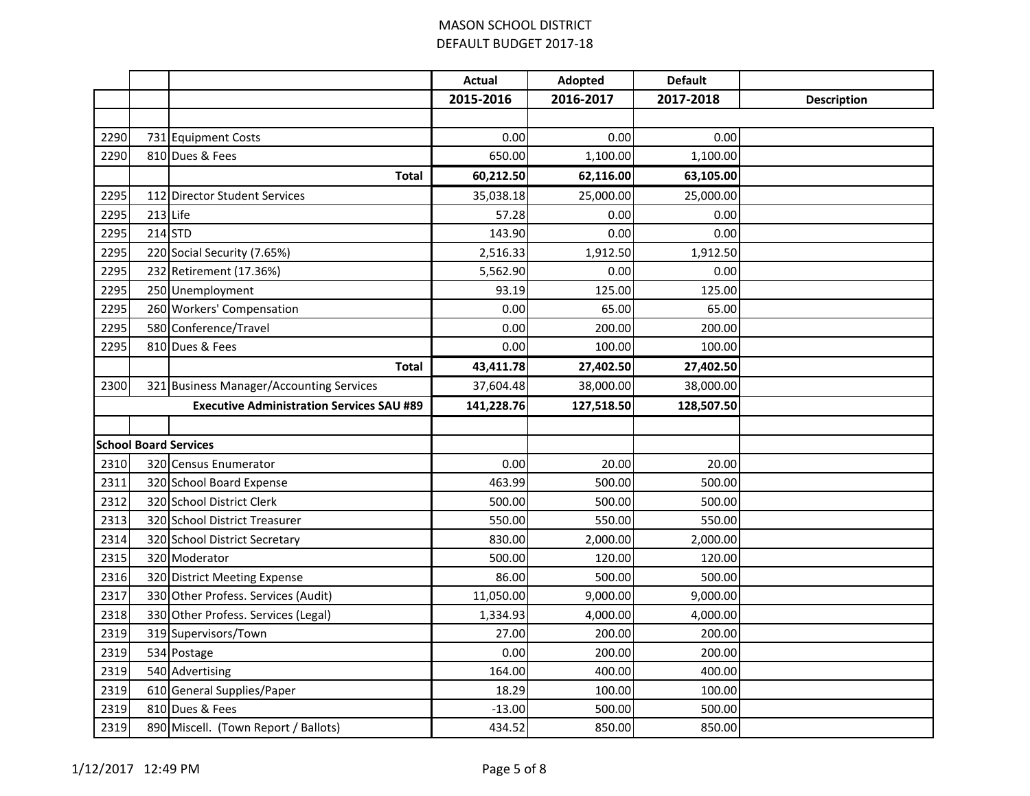# MASON SCHOOL DISTRICT
## DEFAULT BUDGET 2017-18

| | | | Actual | Adopted | Default | |
|---|---|---|---|---|---|---|
| | | | **2015-2016** | **2016-2017** | **2017-2018** | **Description** |
| | | | | | | |
| 2290 | 731 | Equipment Costs | 0.00 | 0.00 | 0.00 | |
| 2290 | 810 | Dues & Fees | 650.00 | 1,100.00 | 1,100.00 | |
| | | **Total** | **60,212.50** | **62,116.00** | **63,105.00** | |
| 2295 | 112 | Director Student Services | 35,038.18 | 25,000.00 | 25,000.00 | |
| 2295 | 213 | Life | 57.28 | 0.00 | 0.00 | |
| 2295 | 214 | STD | 143.90 | 0.00 | 0.00 | |
| 2295 | 220 | Social Security (7.65%) | 2,516.33 | 1,912.50 | 1,912.50 | |
| 2295 | 232 | Retirement (17.36%) | 5,562.90 | 0.00 | 0.00 | |
| 2295 | 250 | Unemployment | 93.19 | 125.00 | 125.00 | |
| 2295 | 260 | Workers' Compensation | 0.00 | 65.00 | 65.00 | |
| 2295 | 580 | Conference/Travel | 0.00 | 200.00 | 200.00 | |
| 2295 | 810 | Dues & Fees | 0.00 | 100.00 | 100.00 | |
| | | **Total** | **43,411.78** | **27,402.50** | **27,402.50** | |
| 2300 | 321 | Business Manager/Accounting Services | 37,604.48 | 38,000.00 | 38,000.00 | |
| | | **Executive Administration Services SAU #89** | **141,228.76** | **127,518.50** | **128,507.50** | |
| | | | | | | |
| **School Board Services** | | | | | | |
| 2310 | 320 | Census Enumerator | 0.00 | 20.00 | 20.00 | |
| 2311 | 320 | School Board Expense | 463.99 | 500.00 | 500.00 | |
| 2312 | 320 | School District Clerk | 500.00 | 500.00 | 500.00 | |
| 2313 | 320 | School District Treasurer | 550.00 | 550.00 | 550.00 | |
| 2314 | 320 | School District Secretary | 830.00 | 2,000.00 | 2,000.00 | |
| 2315 | 320 | Moderator | 500.00 | 120.00 | 120.00 | |
| 2316 | 320 | District Meeting Expense | 86.00 | 500.00 | 500.00 | |
| 2317 | 330 | Other Profess. Services (Audit) | 11,050.00 | 9,000.00 | 9,000.00 | |
| 2318 | 330 | Other Profess. Services (Legal) | 1,334.93 | 4,000.00 | 4,000.00 | |
| 2319 | 319 | Supervisors/Town | 27.00 | 200.00 | 200.00 | |
| 2319 | 534 | Postage | 0.00 | 200.00 | 200.00 | |
| 2319 | 540 | Advertising | 164.00 | 400.00 | 400.00 | |
| 2319 | 610 | General Supplies/Paper | 18.29 | 100.00 | 100.00 | |
| 2319 | 810 | Dues & Fees | -13.00 | 500.00 | 500.00 | |
| 2319 | 890 | Miscell. (Town Report / Ballots) | 434.52 | 850.00 | 850.00 | |

1/12/2017 12:49 PM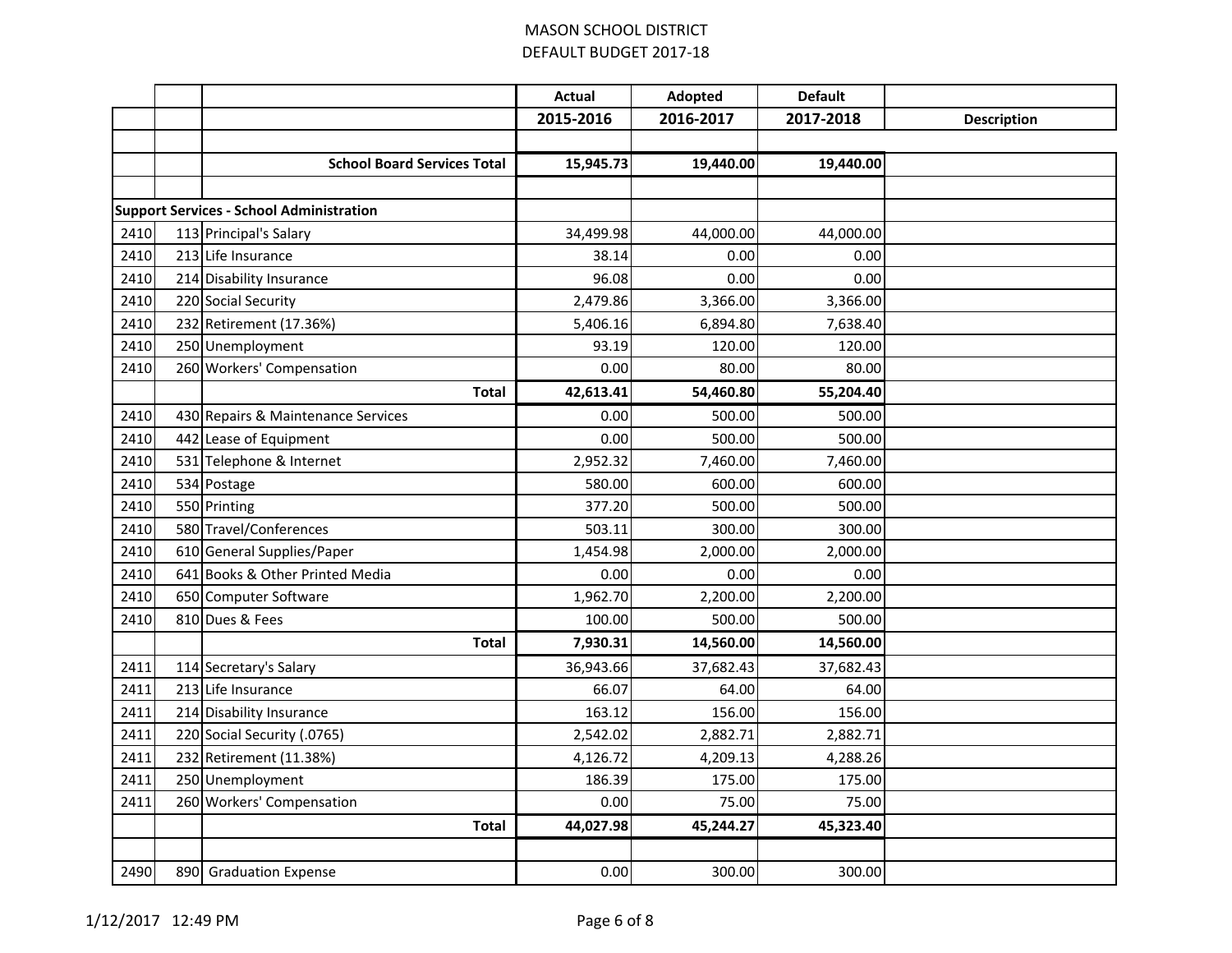MASON SCHOOL DISTRICT
DEFAULT BUDGET 2017-18

| | | | Actual | Adopted | Default | |
|---|---|---|---|---|---|---|
| | | | 2015-2016 | 2016-2017 | 2017-2018 | Description |
| | | | | | | |
| | | **School Board Services Total** | **15,945.73** | **19,440.00** | **19,440.00** | |
| | | | | | | |
| **Support Services - School Administration** | | | | | | |
| 2410 | 113 | Principal's Salary | 34,499.98 | 44,000.00 | 44,000.00 | |
| 2410 | 213 | Life Insurance | 38.14 | 0.00 | 0.00 | |
| 2410 | 214 | Disability Insurance | 96.08 | 0.00 | 0.00 | |
| 2410 | 220 | Social Security | 2,479.86 | 3,366.00 | 3,366.00 | |
| 2410 | 232 | Retirement (17.36%) | 5,406.16 | 6,894.80 | 7,638.40 | |
| 2410 | 250 | Unemployment | 93.19 | 120.00 | 120.00 | |
| 2410 | 260 | Workers' Compensation | 0.00 | 80.00 | 80.00 | |
| | | **Total** | **42,613.41** | **54,460.80** | **55,204.40** | |
| 2410 | 430 | Repairs & Maintenance Services | 0.00 | 500.00 | 500.00 | |
| 2410 | 442 | Lease of Equipment | 0.00 | 500.00 | 500.00 | |
| 2410 | 531 | Telephone & Internet | 2,952.32 | 7,460.00 | 7,460.00 | |
| 2410 | 534 | Postage | 580.00 | 600.00 | 600.00 | |
| 2410 | 550 | Printing | 377.20 | 500.00 | 500.00 | |
| 2410 | 580 | Travel/Conferences | 503.11 | 300.00 | 300.00 | |
| 2410 | 610 | General Supplies/Paper | 1,454.98 | 2,000.00 | 2,000.00 | |
| 2410 | 641 | Books & Other Printed Media | 0.00 | 0.00 | 0.00 | |
| 2410 | 650 | Computer Software | 1,962.70 | 2,200.00 | 2,200.00 | |
| 2410 | 810 | Dues & Fees | 100.00 | 500.00 | 500.00 | |
| | | **Total** | **7,930.31** | **14,560.00** | **14,560.00** | |
| 2411 | 114 | Secretary's Salary | 36,943.66 | 37,682.43 | 37,682.43 | |
| 2411 | 213 | Life Insurance | 66.07 | 64.00 | 64.00 | |
| 2411 | 214 | Disability Insurance | 163.12 | 156.00 | 156.00 | |
| 2411 | 220 | Social Security (.0765) | 2,542.02 | 2,882.71 | 2,882.71 | |
| 2411 | 232 | Retirement (11.38%) | 4,126.72 | 4,209.13 | 4,288.26 | |
| 2411 | 250 | Unemployment | 186.39 | 175.00 | 175.00 | |
| 2411 | 260 | Workers' Compensation | 0.00 | 75.00 | 75.00 | |
| | | **Total** | **44,027.98** | **45,244.27** | **45,323.40** | |
| | | | | | | |
| 2490 | 890 | Graduation Expense | 0.00 | 300.00 | 300.00 | |

1/12/2017 12:49 PM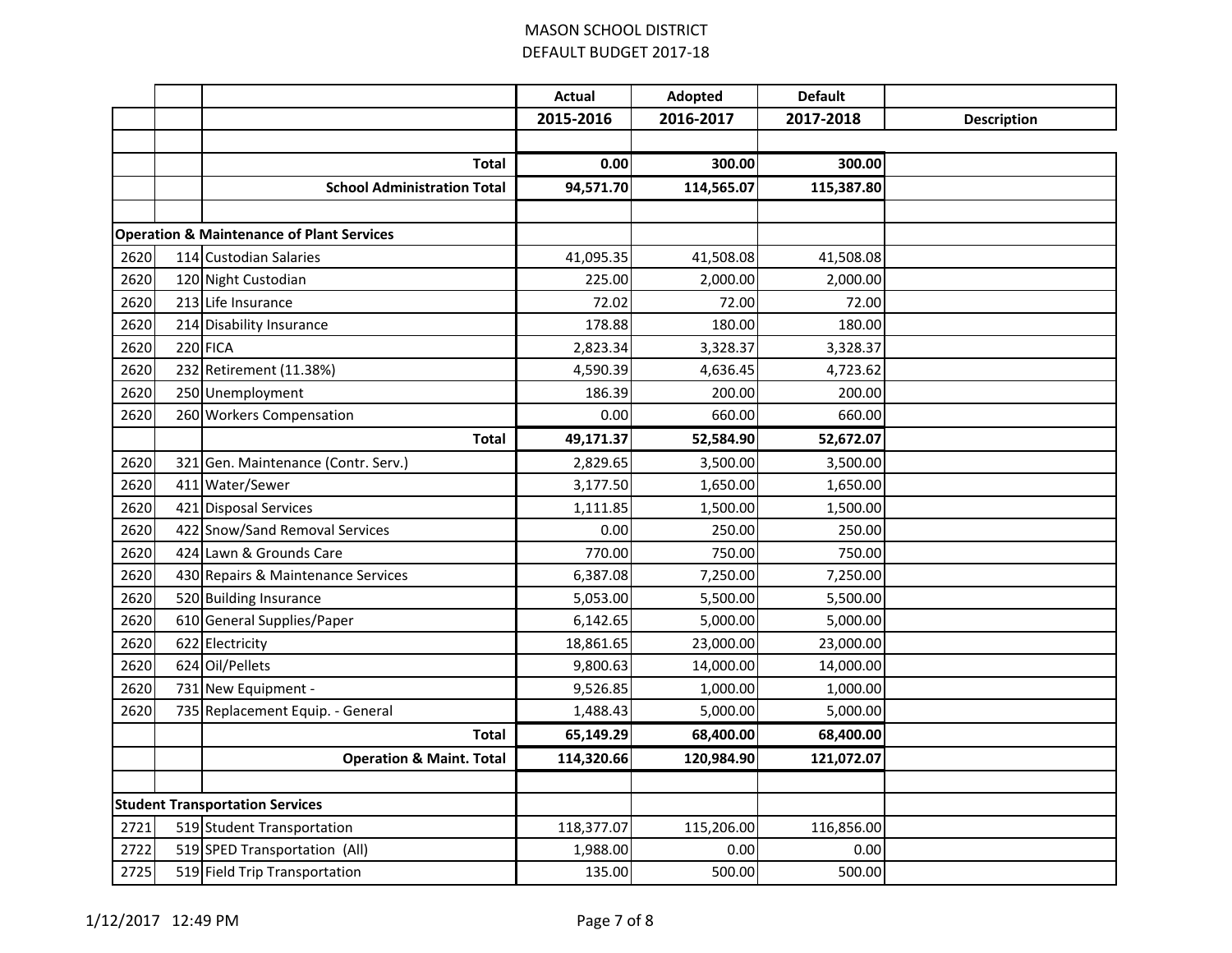# MASON SCHOOL DISTRICT
## DEFAULT BUDGET 2017-18

| | | | Actual | Adopted | Default | |
|---|---|---|---|---|---|---|
| | | | 2015-2016 | 2016-2017 | 2017-2018 | Description |
| | | | | | | |
| | | **Total** | **0.00** | **300.00** | **300.00** | |
| | | **School Administration Total** | **94,571.70** | **114,565.07** | **115,387.80** | |
| | | | | | | |
| **Operation & Maintenance of Plant Services** | | | | | | |
| 2620 | 114 | Custodian Salaries | 41,095.35 | 41,508.08 | 41,508.08 | |
| 2620 | 120 | Night Custodian | 225.00 | 2,000.00 | 2,000.00 | |
| 2620 | 213 | Life Insurance | 72.02 | 72.00 | 72.00 | |
| 2620 | 214 | Disability Insurance | 178.88 | 180.00 | 180.00 | |
| 2620 | 220 | FICA | 2,823.34 | 3,328.37 | 3,328.37 | |
| 2620 | 232 | Retirement (11.38%) | 4,590.39 | 4,636.45 | 4,723.62 | |
| 2620 | 250 | Unemployment | 186.39 | 200.00 | 200.00 | |
| 2620 | 260 | Workers Compensation | 0.00 | 660.00 | 660.00 | |
| | | **Total** | **49,171.37** | **52,584.90** | **52,672.07** | |
| 2620 | 321 | Gen. Maintenance (Contr. Serv.) | 2,829.65 | 3,500.00 | 3,500.00 | |
| 2620 | 411 | Water/Sewer | 3,177.50 | 1,650.00 | 1,650.00 | |
| 2620 | 421 | Disposal Services | 1,111.85 | 1,500.00 | 1,500.00 | |
| 2620 | 422 | Snow/Sand Removal Services | 0.00 | 250.00 | 250.00 | |
| 2620 | 424 | Lawn & Grounds Care | 770.00 | 750.00 | 750.00 | |
| 2620 | 430 | Repairs & Maintenance Services | 6,387.08 | 7,250.00 | 7,250.00 | |
| 2620 | 520 | Building Insurance | 5,053.00 | 5,500.00 | 5,500.00 | |
| 2620 | 610 | General Supplies/Paper | 6,142.65 | 5,000.00 | 5,000.00 | |
| 2620 | 622 | Electricity | 18,861.65 | 23,000.00 | 23,000.00 | |
| 2620 | 624 | Oil/Pellets | 9,800.63 | 14,000.00 | 14,000.00 | |
| 2620 | 731 | New Equipment - | 9,526.85 | 1,000.00 | 1,000.00 | |
| 2620 | 735 | Replacement Equip. - General | 1,488.43 | 5,000.00 | 5,000.00 | |
| | | **Total** | **65,149.29** | **68,400.00** | **68,400.00** | |
| | | **Operation & Maint. Total** | **114,320.66** | **120,984.90** | **121,072.07** | |
| | | | | | | |
| **Student Transportation Services** | | | | | | |
| 2721 | 519 | Student Transportation | 118,377.07 | 115,206.00 | 116,856.00 | |
| 2722 | 519 | SPED Transportation (All) | 1,988.00 | 0.00 | 0.00 | |
| 2725 | 519 | Field Trip Transportation | 135.00 | 500.00 | 500.00 | |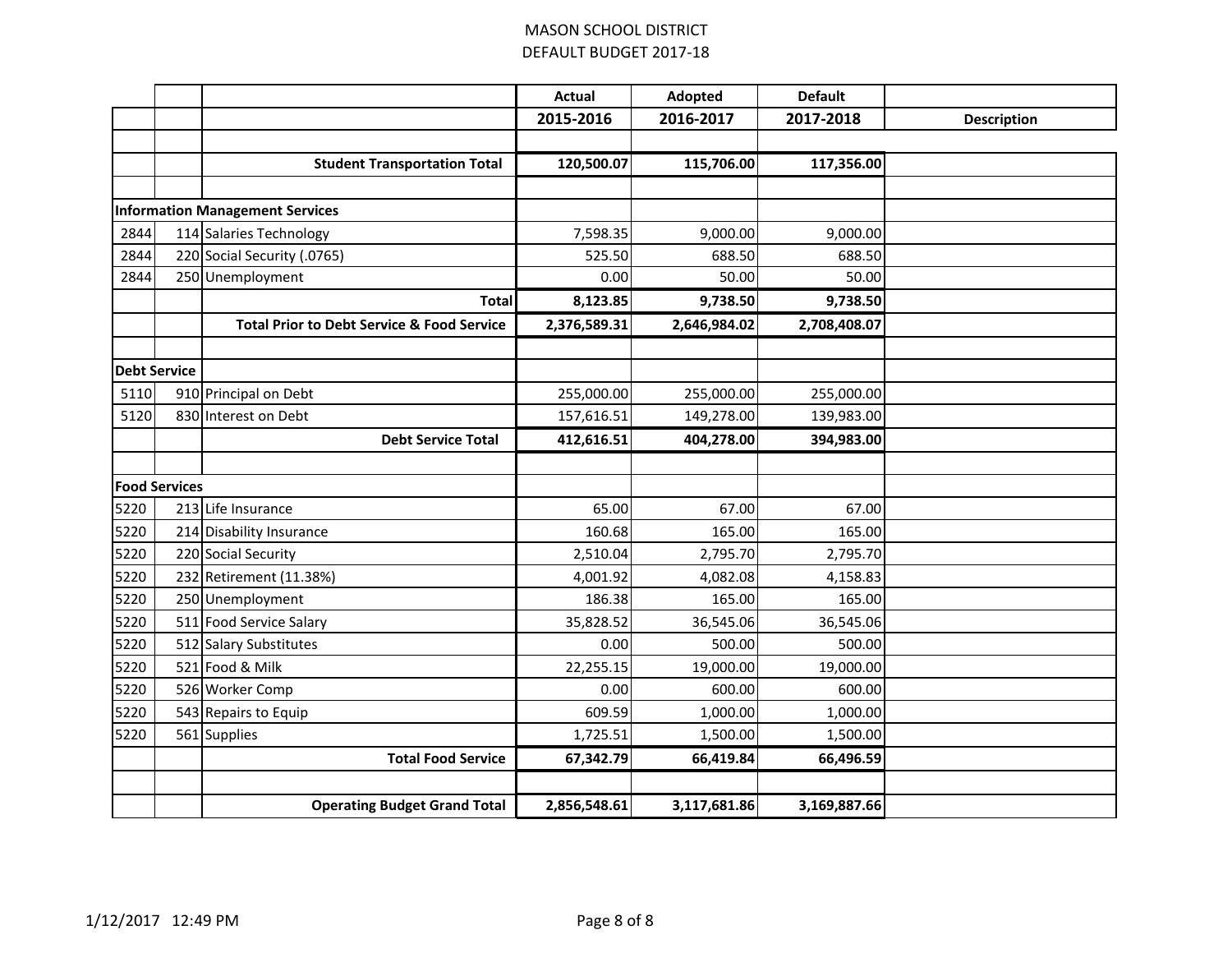# MASON SCHOOL DISTRICT

## DEFAULT BUDGET 2017-18

| | | | Actual 2015-2016 | Adopted 2016-2017 | Default 2017-2018 | Description |
|---|---|---|---|---|---|---|
| | | **Student Transportation Total** | **120,500.07** | **115,706.00** | **117,356.00** | |
| | | | | | | |
| **Information Management Services** | | | | | | |
| 2844 | 114 | Salaries Technology | 7,598.35 | 9,000.00 | 9,000.00 | |
| 2844 | 220 | Social Security (.0765) | 525.50 | 688.50 | 688.50 | |
| 2844 | 250 | Unemployment | 0.00 | 50.00 | 50.00 | |
| | | **Total** | **8,123.85** | **9,738.50** | **9,738.50** | |
| | | **Total Prior to Debt Service & Food Service** | **2,376,589.31** | **2,646,984.02** | **2,708,408.07** | |
| | | | | | | |
| **Debt Service** | | | | | | |
| 5110 | 910 | Principal on Debt | 255,000.00 | 255,000.00 | 255,000.00 | |
| 5120 | 830 | Interest on Debt | 157,616.51 | 149,278.00 | 139,983.00 | |
| | | **Debt Service Total** | **412,616.51** | **404,278.00** | **394,983.00** | |
| | | | | | | |
| **Food Services** | | | | | | |
| 5220 | 213 | Life Insurance | 65.00 | 67.00 | 67.00 | |
| 5220 | 214 | Disability Insurance | 160.68 | 165.00 | 165.00 | |
| 5220 | 220 | Social Security | 2,510.04 | 2,795.70 | 2,795.70 | |
| 5220 | 232 | Retirement (11.38%) | 4,001.92 | 4,082.08 | 4,158.83 | |
| 5220 | 250 | Unemployment | 186.38 | 165.00 | 165.00 | |
| 5220 | 511 | Food Service Salary | 35,828.52 | 36,545.06 | 36,545.06 | |
| 5220 | 512 | Salary Substitutes | 0.00 | 500.00 | 500.00 | |
| 5220 | 521 | Food & Milk | 22,255.15 | 19,000.00 | 19,000.00 | |
| 5220 | 526 | Worker Comp | 0.00 | 600.00 | 600.00 | |
| 5220 | 543 | Repairs to Equip | 609.59 | 1,000.00 | 1,000.00 | |
| 5220 | 561 | Supplies | 1,725.51 | 1,500.00 | 1,500.00 | |
| | | **Total Food Service** | **67,342.79** | **66,419.84** | **66,496.59** | |
| | | | | | | |
| | | **Operating Budget Grand Total** | **2,856,548.61** | **3,117,681.86** | **3,169,887.66** | |

1/12/2017 12:49 PM